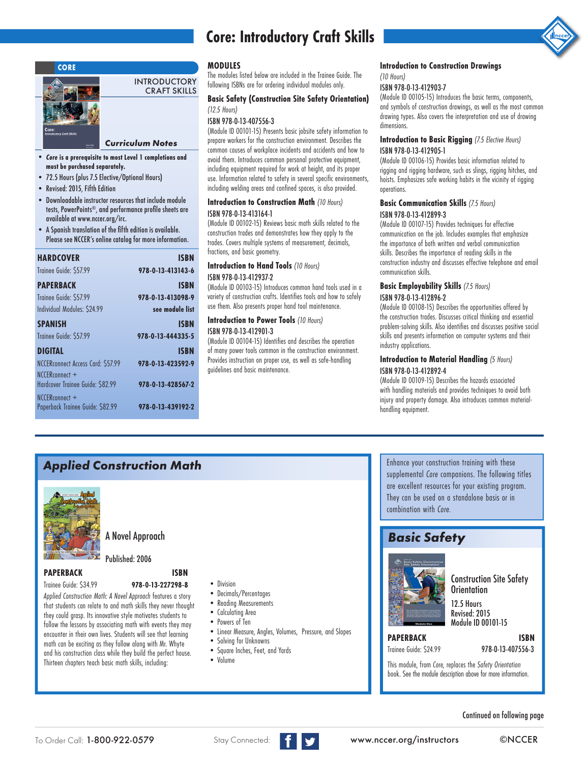# Core: Introductory Craft Skills

## CORE

INTRODUCTORY CRAFT SKILLS

### *Curriculum Notes*

- ***Core* is a prerequisite to most Level 1 completions and must be purchased separately.**
- 72.5 Hours (plus 7.5 Elective/Optional Hours)
- Revised: 2015, Fifth Edition
- Downloadable instructor resources that include module tests, PowerPoints®, and performance profile sheets are available at www.nccer.org/irc.
- A Spanish translation of the fifth edition is available. Please see NCCER's online catalog for more information.

| **HARDCOVER** | **ISBN** |
|---|---|
| Trainee Guide: $57.99 | 978-0-13-413143-6 |
| **PAPERBACK** | **ISBN** |
| Trainee Guide: $57.99 | 978-0-13-413098-9 |
| Individual Modules: $24.99 | see module list |
| **SPANISH** | **ISBN** |
| Trainee Guide: $57.99 | 978-0-13-444335-5 |
| **DIGITAL** | **ISBN** |
| NCCERconnect Access Card: $57.99 | 978-0-13-423592-9 |
| NCCERconnect + Hardcover Trainee Guide: $82.99 | 978-0-13-428567-2 |
| NCCERconnect + Paperback Trainee Guide: $82.99 | 978-0-13-439192-2 |

## MODULES

The modules listed below are included in the Trainee Guide. The following ISBNs are for ordering individual modules only.

### Basic Safety (Construction Site Safety Orientation)

*(12.5 Hours)*

ISBN 978-0-13-407556-3

(Module ID 00101-15) Presents basic jobsite safety information to prepare workers for the construction environment. Describes the common causes of workplace incidents and accidents and how to avoid them. Introduces common personal protective equipment, including equipment required for work at height, and its proper use. Information related to safety in several specific environments, including welding areas and confined spaces, is also provided.

### Introduction to Construction Math *(10 Hours)*

ISBN 978-0-13-413164-1

(Module ID 00102-15) Reviews basic math skills related to the construction trades and demonstrates how they apply to the trades. Covers multiple systems of measurement, decimals, fractions, and basic geometry.

### Introduction to Hand Tools *(10 Hours)*

ISBN 978-0-13-412937-2

(Module ID 00103-15) Introduces common hand tools used in a variety of construction crafts. Identifies tools and how to safely use them. Also presents proper hand tool maintenance.

### Introduction to Power Tools *(10 Hours)*

ISBN 978-0-13-412901-3

(Module ID 00104-15) Identifies and describes the operation of many power tools common in the construction environment. Provides instruction on proper use, as well as safe-handling guidelines and basic maintenance.

### Introduction to Construction Drawings

*(10 Hours)*

ISBN 978-0-13-412903-7

(Module ID 00105-15) Introduces the basic terms, components, and symbols of construction drawings, as well as the most common drawing types. Also covers the interpretation and use of drawing dimensions.

### Introduction to Basic Rigging *(7.5 Elective Hours)*

ISBN 978-0-13-412905-1

(Module ID 00106-15) Provides basic information related to rigging and rigging hardware, such as slings, rigging hitches, and hoists. Emphasizes safe working habits in the vicinity of rigging operations.

### Basic Communication Skills *(7.5 Hours)*

ISBN 978-0-13-412899-3

(Module ID 00107-15) Provides techniques for effective communication on the job. Includes examples that emphasize the importance of both written and verbal communication skills. Describes the importance of reading skills in the construction industry and discusses effective telephone and email communication skills.

### Basic Employability Skills *(7.5 Hours)*

ISBN 978-0-13-412896-2

(Module ID 00108-15) Describes the opportunities offered by the construction trades. Discusses critical thinking and essential problem-solving skills. Also identifies and discusses positive social skills and presents information on computer systems and their industry applications.

### Introduction to Material Handling *(5 Hours)*

ISBN 978-0-13-412892-4

(Module ID 00109-15) Describes the hazards associated with handling materials and provides techniques to avoid both injury and property damage. Also introduces common material-handling equipment.

---

## *Applied Construction Math*

A Novel Approach

Published: 2006

| **PAPERBACK** | **ISBN** |
|---|---|
| Trainee Guide: $34.99 | 978-0-13-227298-8 |

*Applied Construction Math: A Novel Approach* features a story that students can relate to and math skills they never thought they could grasp. Its innovative style motivates students to follow the lessons by associating math with events they may encounter in their own lives. Students will see that learning math can be exciting as they follow along with Mr. Whyte and his construction class while they build the perfect house. Thirteen chapters teach basic math skills, including:

- Division
- Decimals/Percentages
- Reading Measurements
- Calculating Area
- Powers of Ten
- Linear Measure, Angles, Volumes, Pressure, and Slopes
- Solving for Unknowns
- Square Inches, Feet, and Yards
- Volume

Enhance your construction training with these supplemental *Core* companions. The following titles are excellent resources for your existing program. They can be used on a standalone basis or in combination with *Core*.

## *Basic Safety*

Construction Site Safety Orientation

12.5 Hours

Revised: 2015

Module ID 00101-15

| **PAPERBACK** | **ISBN** |
|---|---|
| Trainee Guide: $24.99 | 978-0-13-407556-3 |

This module, from *Core*, replaces the *Safety Orientation* book. See the module description above for more information.

Continued on following page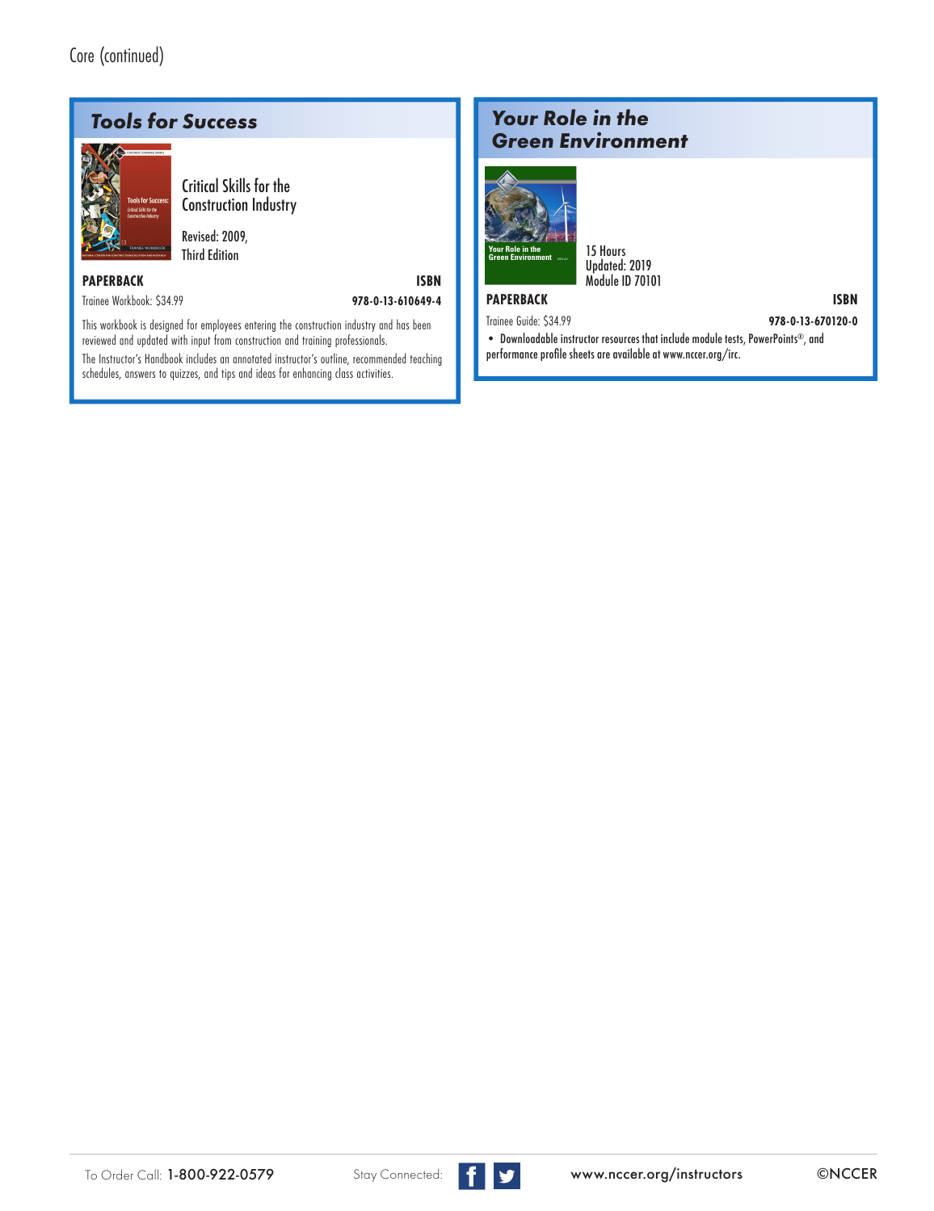Core (continued)

## Tools for Success

Critical Skills for the Construction Industry

Revised: 2009, Third Edition

**PAPERBACK** **ISBN**

Trainee Workbook: $34.99 **978-0-13-610649-4**

This workbook is designed for employees entering the construction industry and has been reviewed and updated with input from construction and training professionals.

The Instructor's Handbook includes an annotated instructor's outline, recommended teaching schedules, answers to quizzes, and tips and ideas for enhancing class activities.

## Your Role in the Green Environment

15 Hours
Updated: 2019
Module ID 70101

**PAPERBACK** **ISBN**

Trainee Guide: $34.99 **978-0-13-670120-0**

- Downloadable instructor resources that include module tests, PowerPoints®, and performance profile sheets are available at www.nccer.org/irc.

To Order Call: **1-800-922-0579** Stay Connected: **www.nccer.org/instructors** ©NCCER